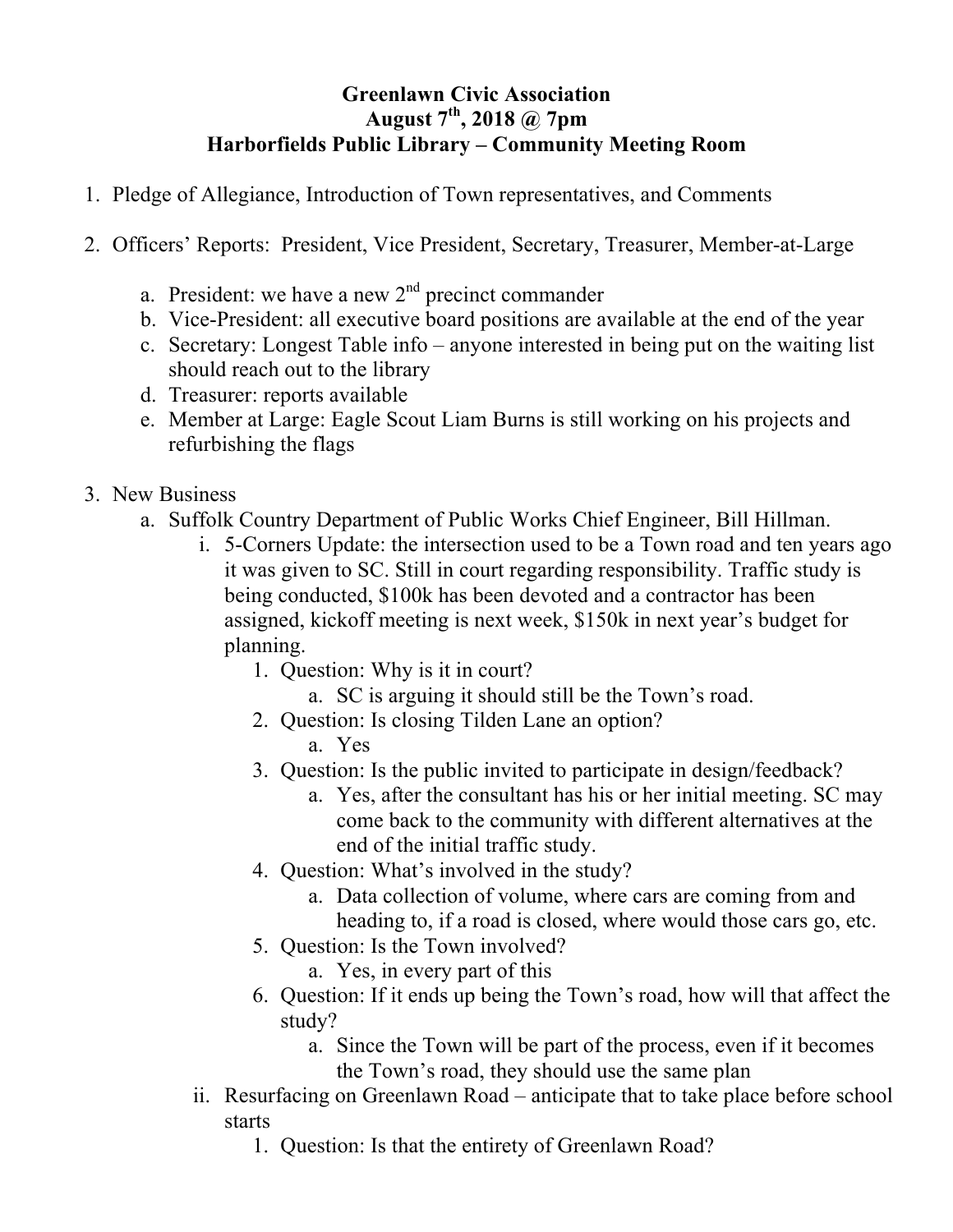**Greenlawn Civic Association**
**August 7th, 2018 @ 7pm**
**Harborfields Public Library – Community Meeting Room**

1. Pledge of Allegiance, Introduction of Town representatives, and Comments

2. Officers' Reports: President, Vice President, Secretary, Treasurer, Member-at-Large

    a. President: we have a new 2nd precinct commander
    b. Vice-President: all executive board positions are available at the end of the year
    c. Secretary: Longest Table info – anyone interested in being put on the waiting list should reach out to the library
    d. Treasurer: reports available
    e. Member at Large: Eagle Scout Liam Burns is still working on his projects and refurbishing the flags

3. New Business
    a. Suffolk Country Department of Public Works Chief Engineer, Bill Hillman.
        i. 5-Corners Update: the intersection used to be a Town road and ten years ago it was given to SC. Still in court regarding responsibility. Traffic study is being conducted, $100k has been devoted and a contractor has been assigned, kickoff meeting is next week, $150k in next year's budget for planning.
            1. Question: Why is it in court?
                a. SC is arguing it should still be the Town's road.
            2. Question: Is closing Tilden Lane an option?
                a. Yes
            3. Question: Is the public invited to participate in design/feedback?
                a. Yes, after the consultant has his or her initial meeting. SC may come back to the community with different alternatives at the end of the initial traffic study.
            4. Question: What's involved in the study?
                a. Data collection of volume, where cars are coming from and heading to, if a road is closed, where would those cars go, etc.
            5. Question: Is the Town involved?
                a. Yes, in every part of this
            6. Question: If it ends up being the Town's road, how will that affect the study?
                a. Since the Town will be part of the process, even if it becomes the Town's road, they should use the same plan
        ii. Resurfacing on Greenlawn Road – anticipate that to take place before school starts
            1. Question: Is that the entirety of Greenlawn Road?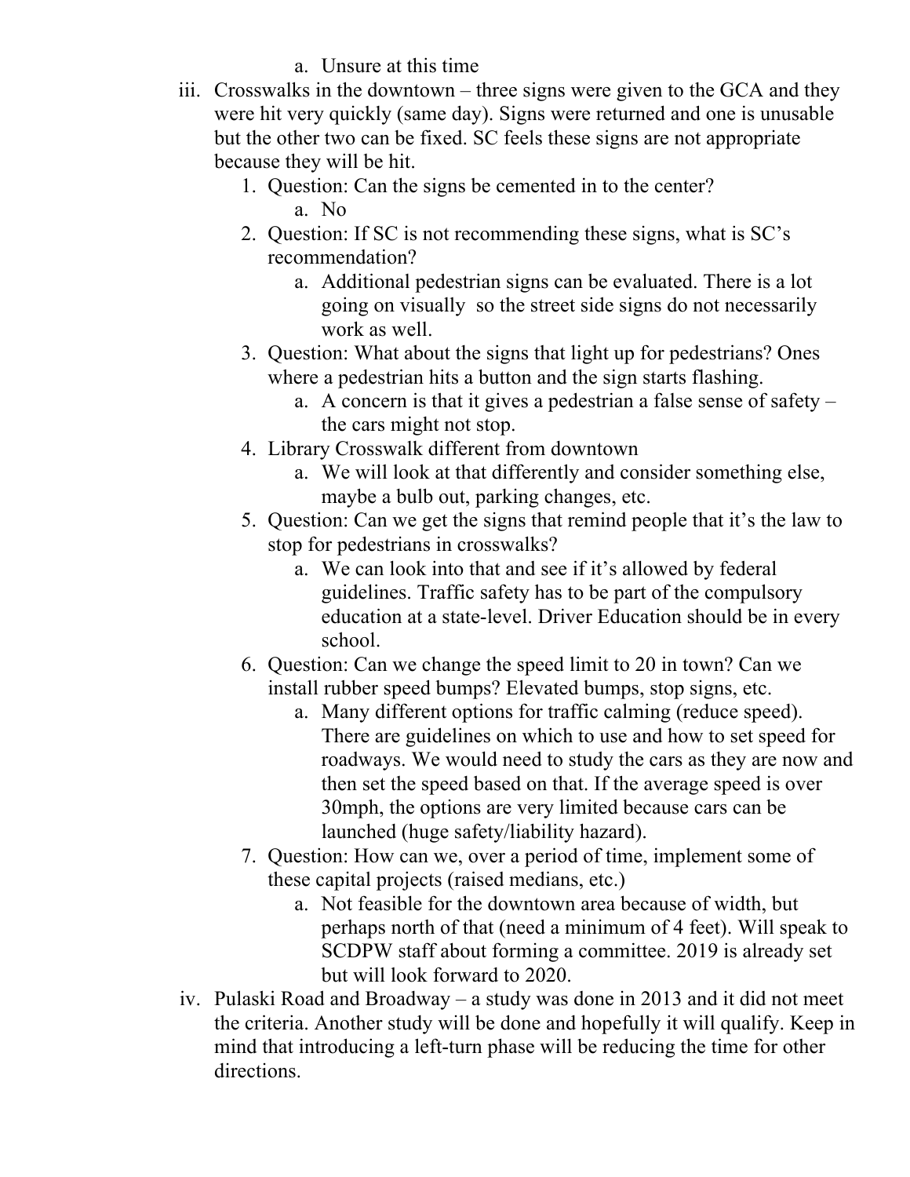a. Unsure at this time

iii. Crosswalks in the downtown – three signs were given to the GCA and they were hit very quickly (same day). Signs were returned and one is unusable but the other two can be fixed. SC feels these signs are not appropriate because they will be hit.

1. Question: Can the signs be cemented in to the center?
   a. No
2. Question: If SC is not recommending these signs, what is SC's recommendation?
   a. Additional pedestrian signs can be evaluated. There is a lot going on visually so the street side signs do not necessarily work as well.
3. Question: What about the signs that light up for pedestrians? Ones where a pedestrian hits a button and the sign starts flashing.
   a. A concern is that it gives a pedestrian a false sense of safety – the cars might not stop.
4. Library Crosswalk different from downtown
   a. We will look at that differently and consider something else, maybe a bulb out, parking changes, etc.
5. Question: Can we get the signs that remind people that it's the law to stop for pedestrians in crosswalks?
   a. We can look into that and see if it's allowed by federal guidelines. Traffic safety has to be part of the compulsory education at a state-level. Driver Education should be in every school.
6. Question: Can we change the speed limit to 20 in town? Can we install rubber speed bumps? Elevated bumps, stop signs, etc.
   a. Many different options for traffic calming (reduce speed). There are guidelines on which to use and how to set speed for roadways. We would need to study the cars as they are now and then set the speed based on that. If the average speed is over 30mph, the options are very limited because cars can be launched (huge safety/liability hazard).
7. Question: How can we, over a period of time, implement some of these capital projects (raised medians, etc.)
   a. Not feasible for the downtown area because of width, but perhaps north of that (need a minimum of 4 feet). Will speak to SCDPW staff about forming a committee. 2019 is already set but will look forward to 2020.

iv. Pulaski Road and Broadway – a study was done in 2013 and it did not meet the criteria. Another study will be done and hopefully it will qualify. Keep in mind that introducing a left-turn phase will be reducing the time for other directions.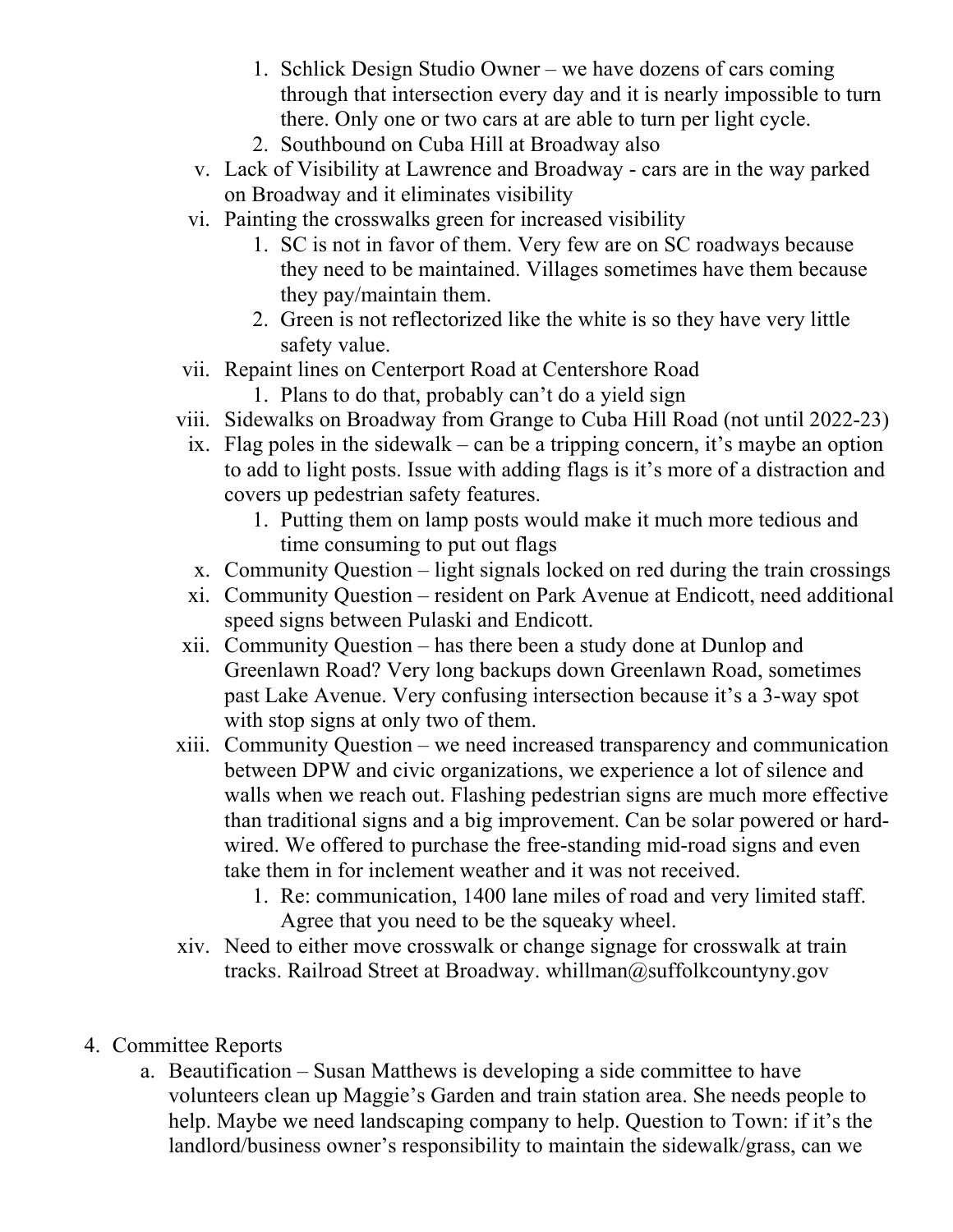1. Schlick Design Studio Owner – we have dozens of cars coming through that intersection every day and it is nearly impossible to turn there. Only one or two cars at are able to turn per light cycle.
2. Southbound on Cuba Hill at Broadway also

v. Lack of Visibility at Lawrence and Broadway - cars are in the way parked on Broadway and it eliminates visibility

vi. Painting the crosswalks green for increased visibility

1. SC is not in favor of them. Very few are on SC roadways because they need to be maintained. Villages sometimes have them because they pay/maintain them.
2. Green is not reflectorized like the white is so they have very little safety value.

vii. Repaint lines on Centerport Road at Centershore Road

1. Plans to do that, probably can't do a yield sign

viii. Sidewalks on Broadway from Grange to Cuba Hill Road (not until 2022-23)

ix. Flag poles in the sidewalk – can be a tripping concern, it's maybe an option to add to light posts. Issue with adding flags is it's more of a distraction and covers up pedestrian safety features.

1. Putting them on lamp posts would make it much more tedious and time consuming to put out flags

x. Community Question – light signals locked on red during the train crossings

xi. Community Question – resident on Park Avenue at Endicott, need additional speed signs between Pulaski and Endicott.

xii. Community Question – has there been a study done at Dunlop and Greenlawn Road? Very long backups down Greenlawn Road, sometimes past Lake Avenue. Very confusing intersection because it's a 3-way spot with stop signs at only two of them.

xiii. Community Question – we need increased transparency and communication between DPW and civic organizations, we experience a lot of silence and walls when we reach out. Flashing pedestrian signs are much more effective than traditional signs and a big improvement. Can be solar powered or hard-wired. We offered to purchase the free-standing mid-road signs and even take them in for inclement weather and it was not received.

1. Re: communication, 1400 lane miles of road and very limited staff. Agree that you need to be the squeaky wheel.

xiv. Need to either move crosswalk or change signage for crosswalk at train tracks. Railroad Street at Broadway. whillman@suffolkcountyny.gov

4. Committee Reports

a. Beautification – Susan Matthews is developing a side committee to have volunteers clean up Maggie's Garden and train station area. She needs people to help. Maybe we need landscaping company to help. Question to Town: if it's the landlord/business owner's responsibility to maintain the sidewalk/grass, can we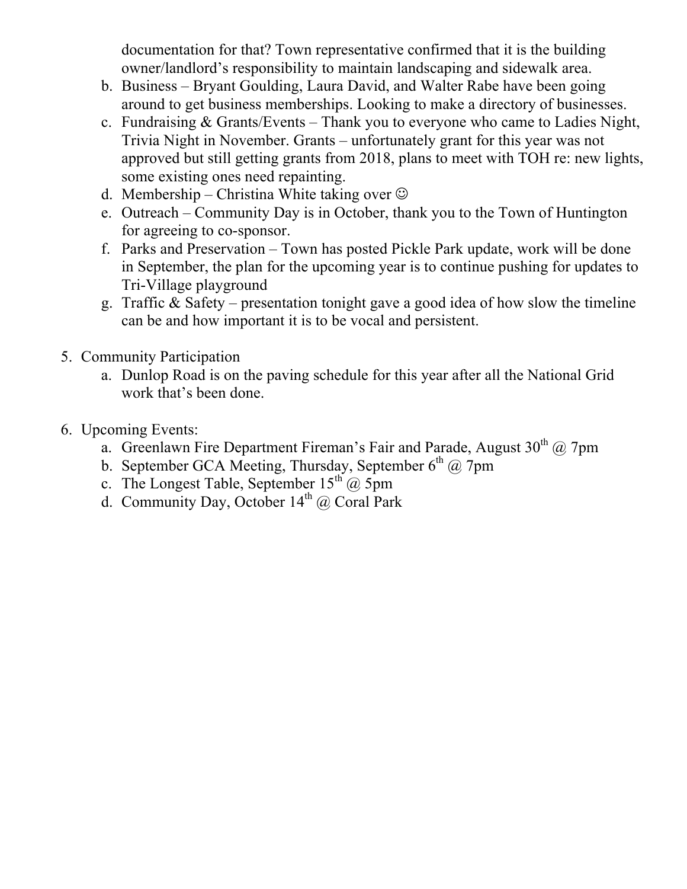documentation for that? Town representative confirmed that it is the building owner/landlord's responsibility to maintain landscaping and sidewalk area.

   b. Business – Bryant Goulding, Laura David, and Walter Rabe have been going around to get business memberships. Looking to make a directory of businesses.
   c. Fundraising & Grants/Events – Thank you to everyone who came to Ladies Night, Trivia Night in November. Grants – unfortunately grant for this year was not approved but still getting grants from 2018, plans to meet with TOH re: new lights, some existing ones need repainting.
   d. Membership – Christina White taking over ☺
   e. Outreach – Community Day is in October, thank you to the Town of Huntington for agreeing to co-sponsor.
   f. Parks and Preservation – Town has posted Pickle Park update, work will be done in September, the plan for the upcoming year is to continue pushing for updates to Tri-Village playground
   g. Traffic & Safety – presentation tonight gave a good idea of how slow the timeline can be and how important it is to be vocal and persistent.

5. Community Participation
   a. Dunlop Road is on the paving schedule for this year after all the National Grid work that's been done.

6. Upcoming Events:
   a. Greenlawn Fire Department Fireman's Fair and Parade, August 30th @ 7pm
   b. September GCA Meeting, Thursday, September 6th @ 7pm
   c. The Longest Table, September 15th @ 5pm
   d. Community Day, October 14th @ Coral Park